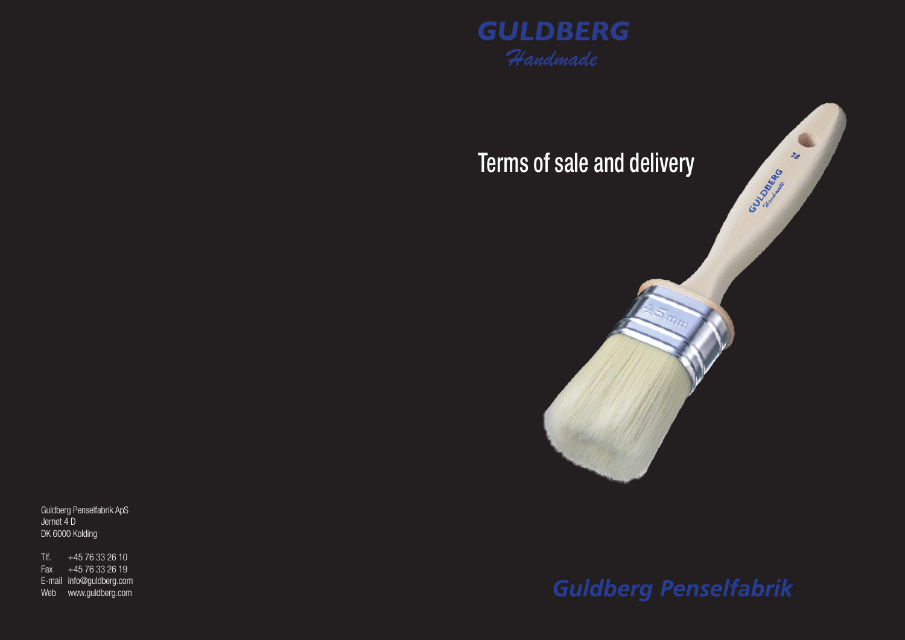# GULDBERG
*Handmade*

## Terms of sale and delivery

Guldberg Penselfabrik ApS
Jernet 4 D
DK 6000 Kolding

Tlf. +45 76 33 26 10
Fax +45 76 33 26 19
E-mail info@guldberg.com
Web www.guldberg.com

*Guldberg Penselfabrik*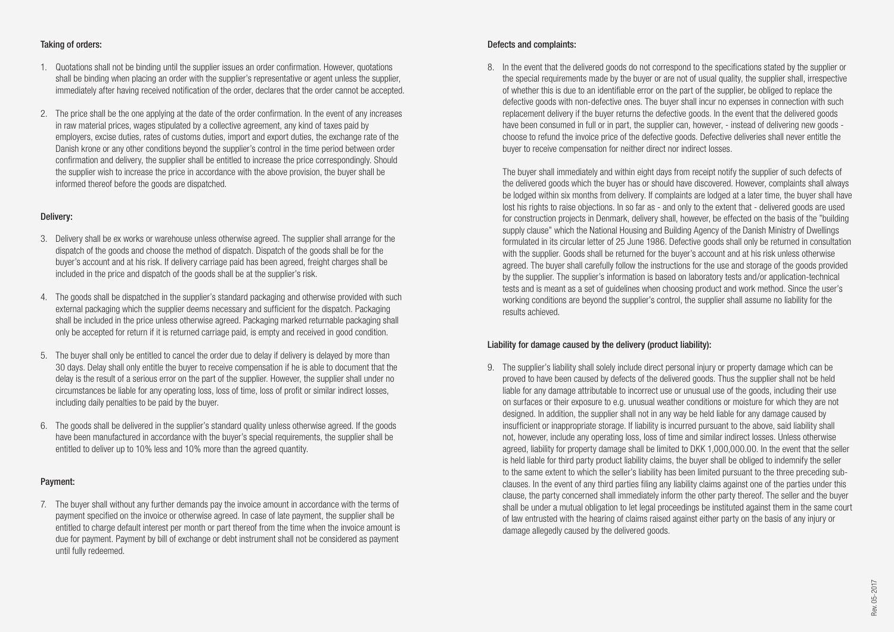#### Taking of orders:

1. Quotations shall not be binding until the supplier issues an order confirmation. However, quotations shall be binding when placing an order with the supplier's representative or agent unless the supplier, immediately after having received notification of the order, declares that the order cannot be accepted.

2. The price shall be the one applying at the date of the order confirmation. In the event of any increases in raw material prices, wages stipulated by a collective agreement, any kind of taxes paid by employers, excise duties, rates of customs duties, import and export duties, the exchange rate of the Danish krone or any other conditions beyond the supplier's control in the time period between order confirmation and delivery, the supplier shall be entitled to increase the price correspondingly. Should the supplier wish to increase the price in accordance with the above provision, the buyer shall be informed thereof before the goods are dispatched.

#### Delivery:

3. Delivery shall be ex works or warehouse unless otherwise agreed. The supplier shall arrange for the dispatch of the goods and choose the method of dispatch. Dispatch of the goods shall be for the buyer's account and at his risk. If delivery carriage paid has been agreed, freight charges shall be included in the price and dispatch of the goods shall be at the supplier's risk.

4. The goods shall be dispatched in the supplier's standard packaging and otherwise provided with such external packaging which the supplier deems necessary and sufficient for the dispatch. Packaging shall be included in the price unless otherwise agreed. Packaging marked returnable packaging shall only be accepted for return if it is returned carriage paid, is empty and received in good condition.

5. The buyer shall only be entitled to cancel the order due to delay if delivery is delayed by more than 30 days. Delay shall only entitle the buyer to receive compensation if he is able to document that the delay is the result of a serious error on the part of the supplier. However, the supplier shall under no circumstances be liable for any operating loss, loss of time, loss of profit or similar indirect losses, including daily penalties to be paid by the buyer.

6. The goods shall be delivered in the supplier's standard quality unless otherwise agreed. If the goods have been manufactured in accordance with the buyer's special requirements, the supplier shall be entitled to deliver up to 10% less and 10% more than the agreed quantity.

#### Payment:

7. The buyer shall without any further demands pay the invoice amount in accordance with the terms of payment specified on the invoice or otherwise agreed. In case of late payment, the supplier shall be entitled to charge default interest per month or part thereof from the time when the invoice amount is due for payment. Payment by bill of exchange or debt instrument shall not be considered as payment until fully redeemed.

#### Defects and complaints:

8. In the event that the delivered goods do not correspond to the specifications stated by the supplier or the special requirements made by the buyer or are not of usual quality, the supplier shall, irrespective of whether this is due to an identifiable error on the part of the supplier, be obliged to replace the defective goods with non-defective ones. The buyer shall incur no expenses in connection with such replacement delivery if the buyer returns the defective goods. In the event that the delivered goods have been consumed in full or in part, the supplier can, however, - instead of delivering new goods - choose to refund the invoice price of the defective goods. Defective deliveries shall never entitle the buyer to receive compensation for neither direct nor indirect losses.

   The buyer shall immediately and within eight days from receipt notify the supplier of such defects of the delivered goods which the buyer has or should have discovered. However, complaints shall always be lodged within six months from delivery. If complaints are lodged at a later time, the buyer shall have lost his rights to raise objections. In so far as - and only to the extent that - delivered goods are used for construction projects in Denmark, delivery shall, however, be effected on the basis of the "building supply clause" which the National Housing and Building Agency of the Danish Ministry of Dwellings formulated in its circular letter of 25 June 1986. Defective goods shall only be returned in consultation with the supplier. Goods shall be returned for the buyer's account and at his risk unless otherwise agreed. The buyer shall carefully follow the instructions for the use and storage of the goods provided by the supplier. The supplier's information is based on laboratory tests and/or application-technical tests and is meant as a set of guidelines when choosing product and work method. Since the user's working conditions are beyond the supplier's control, the supplier shall assume no liability for the results achieved.

#### Liability for damage caused by the delivery (product liability):

9. The supplier's liability shall solely include direct personal injury or property damage which can be proved to have been caused by defects of the delivered goods. Thus the supplier shall not be held liable for any damage attributable to incorrect use or unusual use of the goods, including their use on surfaces or their exposure to e.g. unusual weather conditions or moisture for which they are not designed. In addition, the supplier shall not in any way be held liable for any damage caused by insufficient or inappropriate storage. If liability is incurred pursuant to the above, said liability shall not, however, include any operating loss, loss of time and similar indirect losses. Unless otherwise agreed, liability for property damage shall be limited to DKK 1,000,000.00. In the event that the seller is held liable for third party product liability claims, the buyer shall be obliged to indemnify the seller to the same extent to which the seller's liability has been limited pursuant to the three preceding sub-clauses. In the event of any third parties filing any liability claims against one of the parties under this clause, the party concerned shall immediately inform the other party thereof. The seller and the buyer shall be under a mutual obligation to let legal proceedings be instituted against them in the same court of law entrusted with the hearing of claims raised against either party on the basis of any injury or damage allegedly caused by the delivered goods.

Rev. 05-2017